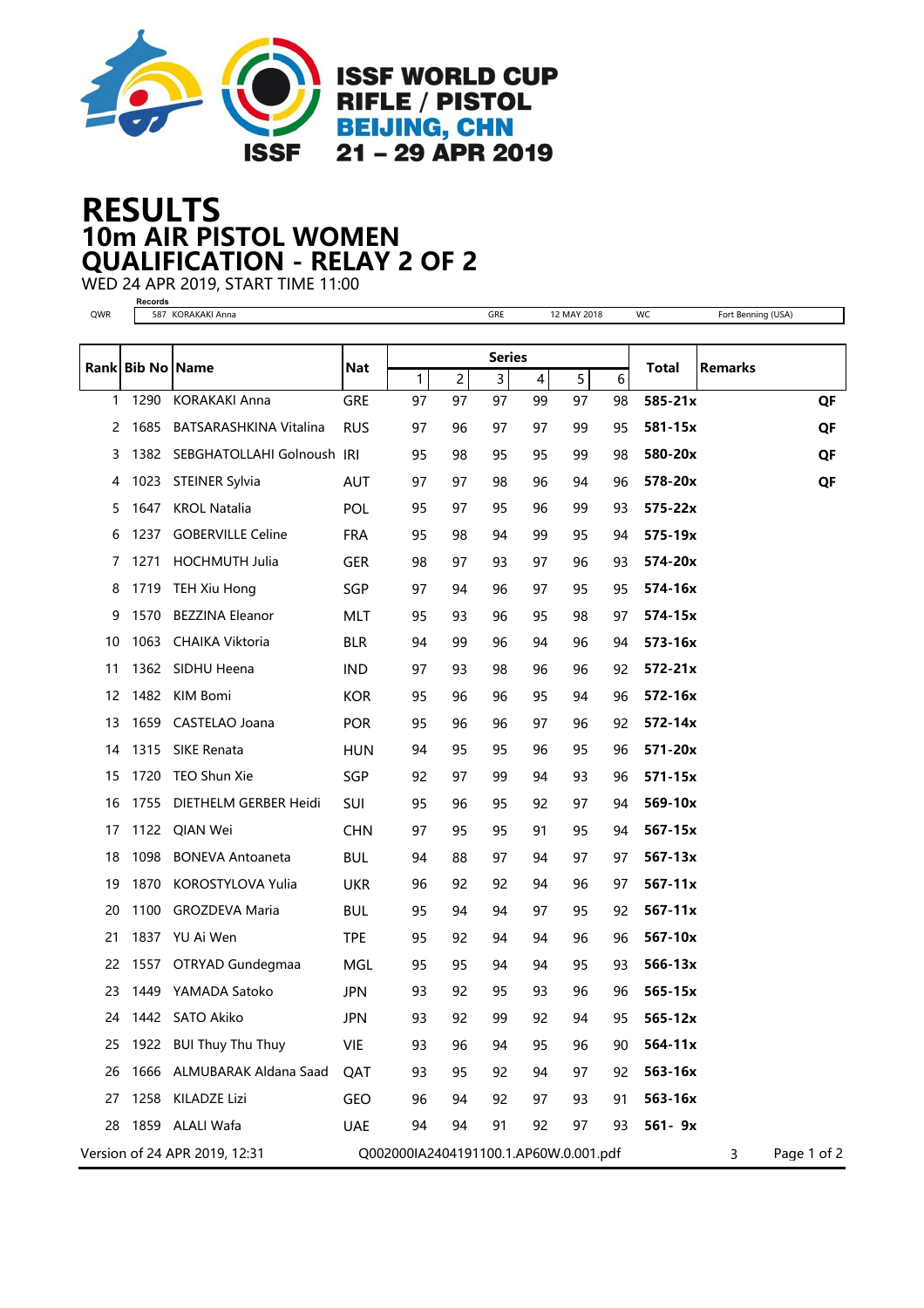ISSF WORLD CUP
RIFLE / PISTOL
BEIJING, CHN
21 – 29 APR 2019

# RESULTS
## 10m AIR PISTOL WOMEN
## QUALIFICATION - RELAY 2 OF 2

WED 24 APR 2019, START TIME 11:00

| Records | | | | | | |
|---|---|---|---|---|---|---|
| QWR | 587 | KORAKAKI Anna | GRE | 12 MAY 2018 | WC | Fort Benning (USA) |

| Rank | Bib No | Name | Nat | Series 1 | 2 | 3 | 4 | 5 | 6 | Total | Remarks |
|---|---|---|---|---|---|---|---|---|---|---|---|
| 1 | 1290 | KORAKAKI Anna | GRE | 97 | 97 | 97 | 99 | 97 | 98 | **585-21x** | **QF** |
| 2 | 1685 | BATSARASHKINA Vitalina | RUS | 97 | 96 | 97 | 97 | 99 | 95 | **581-15x** | **QF** |
| 3 | 1382 | SEBGHATOLLAHI Golnoush | IRI | 95 | 98 | 95 | 95 | 99 | 98 | **580-20x** | **QF** |
| 4 | 1023 | STEINER Sylvia | AUT | 97 | 97 | 98 | 96 | 94 | 96 | **578-20x** | **QF** |
| 5 | 1647 | KROL Natalia | POL | 95 | 97 | 95 | 96 | 99 | 93 | **575-22x** | |
| 6 | 1237 | GOBERVILLE Celine | FRA | 95 | 98 | 94 | 99 | 95 | 94 | **575-19x** | |
| 7 | 1271 | HOCHMUTH Julia | GER | 98 | 97 | 93 | 97 | 96 | 93 | **574-20x** | |
| 8 | 1719 | TEH Xiu Hong | SGP | 97 | 94 | 96 | 97 | 95 | 95 | **574-16x** | |
| 9 | 1570 | BEZZINA Eleanor | MLT | 95 | 93 | 96 | 95 | 98 | 97 | **574-15x** | |
| 10 | 1063 | CHAIKA Viktoria | BLR | 94 | 99 | 96 | 94 | 96 | 94 | **573-16x** | |
| 11 | 1362 | SIDHU Heena | IND | 97 | 93 | 98 | 96 | 96 | 92 | **572-21x** | |
| 12 | 1482 | KIM Bomi | KOR | 95 | 96 | 96 | 95 | 94 | 96 | **572-16x** | |
| 13 | 1659 | CASTELAO Joana | POR | 95 | 96 | 96 | 97 | 96 | 92 | **572-14x** | |
| 14 | 1315 | SIKE Renata | HUN | 94 | 95 | 95 | 96 | 95 | 96 | **571-20x** | |
| 15 | 1720 | TEO Shun Xie | SGP | 92 | 97 | 99 | 94 | 93 | 96 | **571-15x** | |
| 16 | 1755 | DIETHELM GERBER Heidi | SUI | 95 | 96 | 95 | 92 | 97 | 94 | **569-10x** | |
| 17 | 1122 | QIAN Wei | CHN | 97 | 95 | 95 | 91 | 95 | 94 | **567-15x** | |
| 18 | 1098 | BONEVA Antoaneta | BUL | 94 | 88 | 97 | 94 | 97 | 97 | **567-13x** | |
| 19 | 1870 | KOROSTYLOVA Yulia | UKR | 96 | 92 | 92 | 94 | 96 | 97 | **567-11x** | |
| 20 | 1100 | GROZDEVA Maria | BUL | 95 | 94 | 94 | 97 | 95 | 92 | **567-11x** | |
| 21 | 1837 | YU Ai Wen | TPE | 95 | 92 | 94 | 94 | 96 | 96 | **567-10x** | |
| 22 | 1557 | OTRYAD Gundegmaa | MGL | 95 | 95 | 94 | 94 | 95 | 93 | **566-13x** | |
| 23 | 1449 | YAMADA Satoko | JPN | 93 | 92 | 95 | 93 | 96 | 96 | **565-15x** | |
| 24 | 1442 | SATO Akiko | JPN | 93 | 92 | 99 | 92 | 94 | 95 | **565-12x** | |
| 25 | 1922 | BUI Thuy Thu Thuy | VIE | 93 | 96 | 94 | 95 | 96 | 90 | **564-11x** | |
| 26 | 1666 | ALMUBARAK Aldana Saad | QAT | 93 | 95 | 92 | 94 | 97 | 92 | **563-16x** | |
| 27 | 1258 | KILADZE Lizi | GEO | 96 | 94 | 92 | 97 | 93 | 91 | **563-16x** | |
| 28 | 1859 | ALALI Wafa | UAE | 94 | 94 | 91 | 92 | 97 | 93 | **561- 9x** | |

Version of 24 APR 2019, 12:31 Q002000IA2404191100.1.AP60W.0.001.pdf 3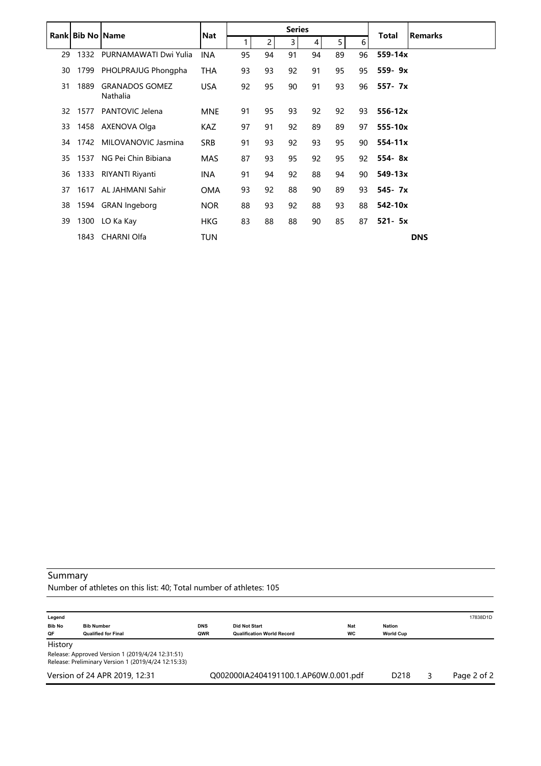| Rank | Bib No | Name | Nat | Series | | | | | | Total | Remarks |
|---|---|---|---|---|---|---|---|---|---|---|---|
| | | | | 1 | 2 | 3 | 4 | 5 | 6 | | |
| 29 | 1332 | PURNAMAWATI Dwi Yulia | INA | 95 | 94 | 91 | 94 | 89 | 96 | **559-14x** | |
| 30 | 1799 | PHOLPRAJUG Phongpha | THA | 93 | 93 | 92 | 91 | 95 | 95 | **559- 9x** | |
| 31 | 1889 | GRANADOS GOMEZ Nathalia | USA | 92 | 95 | 90 | 91 | 93 | 96 | **557- 7x** | |
| 32 | 1577 | PANTOVIC Jelena | MNE | 91 | 95 | 93 | 92 | 92 | 93 | **556-12x** | |
| 33 | 1458 | AXENOVA Olga | KAZ | 97 | 91 | 92 | 89 | 89 | 97 | **555-10x** | |
| 34 | 1742 | MILOVANOVIC Jasmina | SRB | 91 | 93 | 92 | 93 | 95 | 90 | **554-11x** | |
| 35 | 1537 | NG Pei Chin Bibiana | MAS | 87 | 93 | 95 | 92 | 95 | 92 | **554- 8x** | |
| 36 | 1333 | RIYANTI Riyanti | INA | 91 | 94 | 92 | 88 | 94 | 90 | **549-13x** | |
| 37 | 1617 | AL JAHMANI Sahir | OMA | 93 | 92 | 88 | 90 | 89 | 93 | **545- 7x** | |
| 38 | 1594 | GRAN Ingeborg | NOR | 88 | 93 | 92 | 88 | 93 | 88 | **542-10x** | |
| 39 | 1300 | LO Ka Kay | HKG | 83 | 88 | 88 | 90 | 85 | 87 | **521- 5x** | |
| | 1843 | CHARNI Olfa | TUN | | | | | | | | **DNS** |

## Summary

Number of athletes on this list: 40; Total number of athletes: 105

**Legend** 17838D1D

| | | | | | |
|---|---|---|---|---|---|
| **Bib No** | **Bib Number** | **DNS** | **Did Not Start** | **Nat** | **Nation** |
| **QF** | **Qualified for Final** | **QWR** | **Qualification World Record** | **WC** | **World Cup** |

History

Release: Approved Version 1 (2019/4/24 12:31:51)
Release: Preliminary Version 1 (2019/4/24 12:15:33)

Version of 24 APR 2019, 12:31 Q002000IA2404191100.1.AP60W.0.001.pdf D218 3